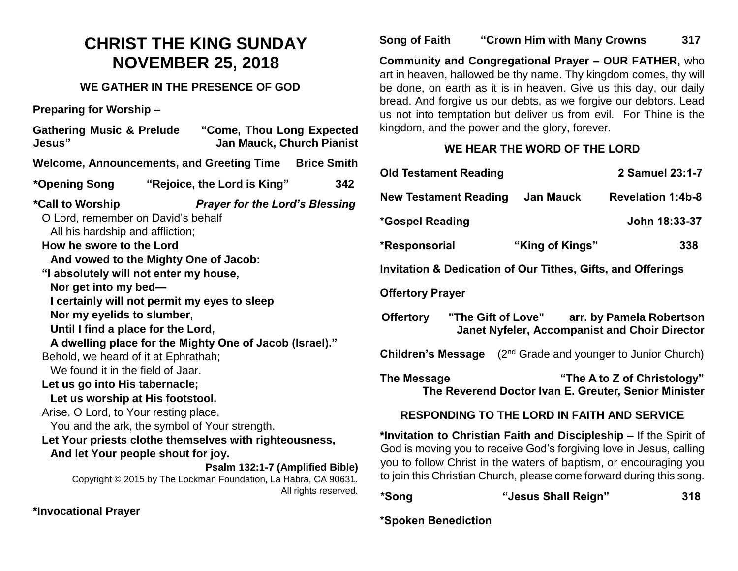# CHRIST THE KING SUNDAY
# NOVEMBER 25, 2018

## WE GATHER IN THE PRESENCE OF GOD

**Preparing for Worship –**

**Gathering Music & Prelude** **"Come, Thou Long Expected Jesus"** **Jan Mauck, Church Pianist**

**Welcome, Announcements, and Greeting Time** **Brice Smith**

**\*Opening Song** **"Rejoice, the Lord is King"** **342**

**\*Call to Worship** ***Prayer for the Lord's Blessing***

O Lord, remember on David's behalf
All his hardship and affliction;
**How he swore to the Lord**
**And vowed to the Mighty One of Jacob:**
**"I absolutely will not enter my house,**
**Nor get into my bed—**
**I certainly will not permit my eyes to sleep**
**Nor my eyelids to slumber,**
**Until I find a place for the Lord,**
**A dwelling place for the Mighty One of Jacob (Israel)."**
Behold, we heard of it at Ephrathah;
We found it in the field of Jaar.
**Let us go into His tabernacle;**
**Let us worship at His footstool.**
Arise, O Lord, to Your resting place,
You and the ark, the symbol of Your strength.
**Let Your priests clothe themselves with righteousness,**
**And let Your people shout for joy.**

**Psalm 132:1-7 (Amplified Bible)**

Copyright © 2015 by The Lockman Foundation, La Habra, CA 90631. All rights reserved.

**\*Invocational Prayer**

**Song of Faith** **"Crown Him with Many Crowns** **317**

**Community and Congregational Prayer – OUR FATHER,** who art in heaven, hallowed be thy name. Thy kingdom comes, thy will be done, on earth as it is in heaven. Give us this day, our daily bread. And forgive us our debts, as we forgive our debtors. Lead us not into temptation but deliver us from evil. For Thine is the kingdom, and the power and the glory, forever.

## WE HEAR THE WORD OF THE LORD

**Old Testament Reading** **2 Samuel 23:1-7**

**New Testament Reading** **Jan Mauck** **Revelation 1:4b-8**

**\*Gospel Reading** **John 18:33-37**

**\*Responsorial** **"King of Kings"** **338**

**Invitation & Dedication of Our Tithes, Gifts, and Offerings**

**Offertory Prayer**

**Offertory** **"The Gift of Love"** **arr. by Pamela Robertson**
**Janet Nyfeler, Accompanist and Choir Director**

**Children's Message** (2nd Grade and younger to Junior Church)

**The Message** **"The A to Z of Christology"**
**The Reverend Doctor Ivan E. Greuter, Senior Minister**

## RESPONDING TO THE LORD IN FAITH AND SERVICE

**\*Invitation to Christian Faith and Discipleship –** If the Spirit of God is moving you to receive God's forgiving love in Jesus, calling you to follow Christ in the waters of baptism, or encouraging you to join this Christian Church, please come forward during this song.

**\*Song** **"Jesus Shall Reign"** **318**

**\*Spoken Benediction**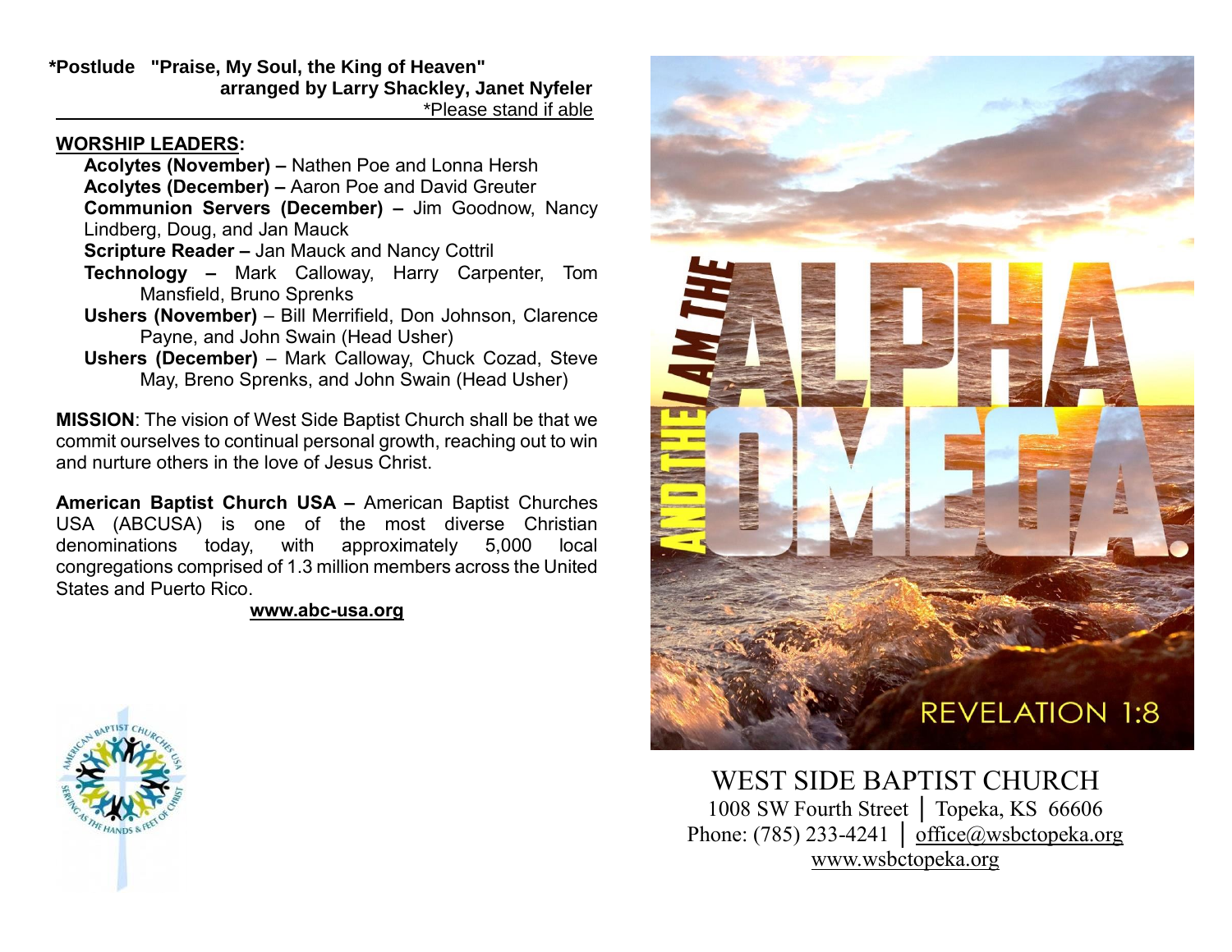**\*Postlude "Praise, My Soul, the King of Heaven"**
**arranged by Larry Shackley, Janet Nyfeler**

\*Please stand if able

**WORSHIP LEADERS:**

**Acolytes (November) –** Nathen Poe and Lonna Hersh
**Acolytes (December) –** Aaron Poe and David Greuter
**Communion Servers (December) –** Jim Goodnow, Nancy Lindberg, Doug, and Jan Mauck
**Scripture Reader –** Jan Mauck and Nancy Cottril
**Technology –** Mark Calloway, Harry Carpenter, Tom Mansfield, Bruno Sprenks
**Ushers (November)** – Bill Merrifield, Don Johnson, Clarence Payne, and John Swain (Head Usher)
**Ushers (December)** – Mark Calloway, Chuck Cozad, Steve May, Breno Sprenks, and John Swain (Head Usher)

**MISSION**: The vision of West Side Baptist Church shall be that we commit ourselves to continual personal growth, reaching out to win and nurture others in the love of Jesus Christ.

**American Baptist Church USA –** American Baptist Churches USA (ABCUSA) is one of the most diverse Christian denominations today, with approximately 5,000 local congregations comprised of 1.3 million members across the United States and Puerto Rico.

**www.abc-usa.org**

AMERICAN BAPTIST CHURCHES USA
SERVING AS THE HANDS & FEET OF CHRIST

I AM THE ALPHA AND THE OMEGA.
REVELATION 1:8

WEST SIDE BAPTIST CHURCH
1008 SW Fourth Street | Topeka, KS 66606
Phone: (785) 233-4241 | office@wsbctopeka.org
www.wsbctopeka.org